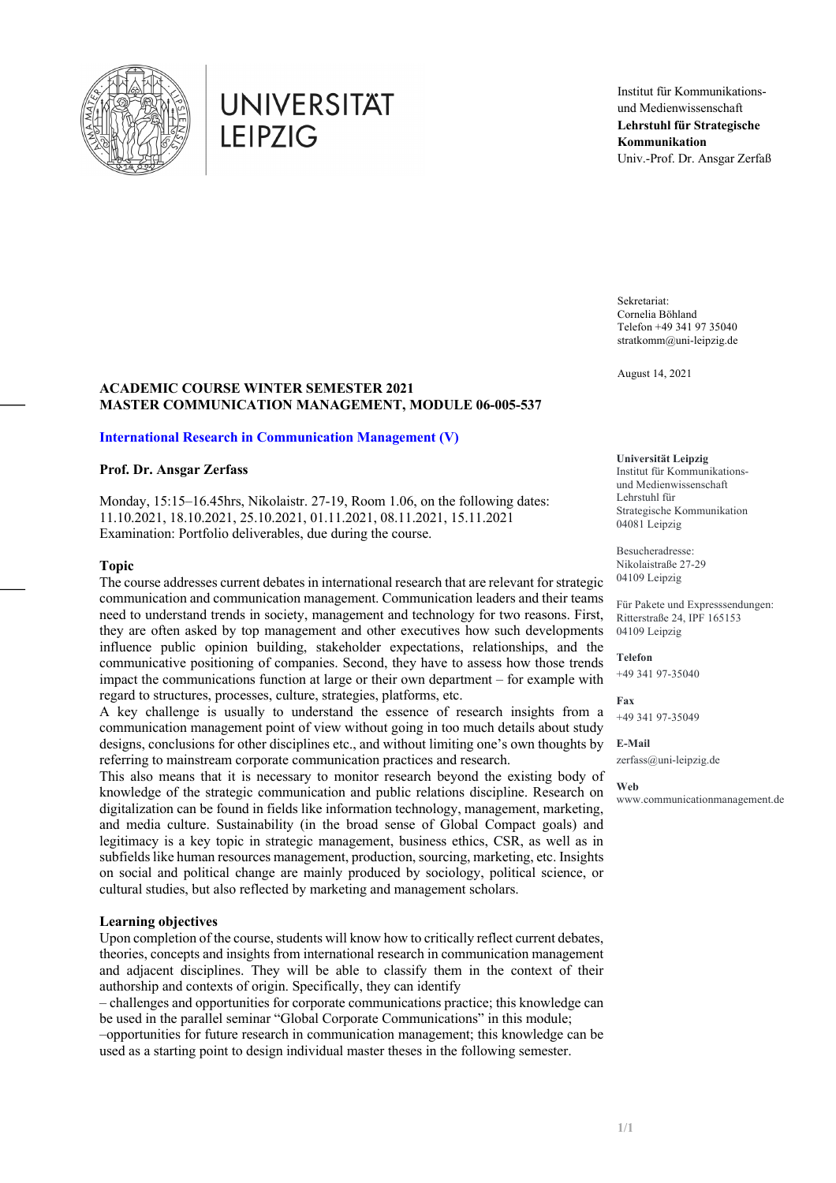UNIVERSITÄT LEIPZIG

Institut für Kommunikations- und Medienwissenschaft
**Lehrstuhl für Strategische Kommunikation**
Univ.-Prof. Dr. Ansgar Zerfaß

Sekretariat:
Cornelia Böhland
Telefon +49 341 97 35040
stratkomm@uni-leipzig.de

August 14, 2021

**Universität Leipzig**
Institut für Kommunikations- und Medienwissenschaft
Lehrstuhl für Strategische Kommunikation
04081 Leipzig

Besucheradresse:
Nikolaistraße 27-29
04109 Leipzig

Für Pakete und Expresssendungen:
Ritterstraße 24, IPF 165153
04109 Leipzig

**Telefon**
+49 341 97-35040

**Fax**
+49 341 97-35049

**E-Mail**
zerfass@uni-leipzig.de

**Web**
www.communicationmanagement.de

**ACADEMIC COURSE WINTER SEMESTER 2021**
**MASTER COMMUNICATION MANAGEMENT, MODULE 06-005-537**

**International Research in Communication Management (V)**

**Prof. Dr. Ansgar Zerfass**

Monday, 15:15–16.45hrs, Nikolaistr. 27-19, Room 1.06, on the following dates:
11.10.2021, 18.10.2021, 25.10.2021, 01.11.2021, 08.11.2021, 15.11.2021
Examination: Portfolio deliverables, due during the course.

## Topic

The course addresses current debates in international research that are relevant for strategic communication and communication management. Communication leaders and their teams need to understand trends in society, management and technology for two reasons. First, they are often asked by top management and other executives how such developments influence public opinion building, stakeholder expectations, relationships, and the communicative positioning of companies. Second, they have to assess how those trends impact the communications function at large or their own department – for example with regard to structures, processes, culture, strategies, platforms, etc.

A key challenge is usually to understand the essence of research insights from a communication management point of view without going in too much details about study designs, conclusions for other disciplines etc., and without limiting one's own thoughts by referring to mainstream corporate communication practices and research.

This also means that it is necessary to monitor research beyond the existing body of knowledge of the strategic communication and public relations discipline. Research on digitalization can be found in fields like information technology, management, marketing, and media culture. Sustainability (in the broad sense of Global Compact goals) and legitimacy is a key topic in strategic management, business ethics, CSR, as well as in subfields like human resources management, production, sourcing, marketing, etc. Insights on social and political change are mainly produced by sociology, political science, or cultural studies, but also reflected by marketing and management scholars.

## Learning objectives

Upon completion of the course, students will know how to critically reflect current debates, theories, concepts and insights from international research in communication management and adjacent disciplines. They will be able to classify them in the context of their authorship and contexts of origin. Specifically, they can identify

– challenges and opportunities for corporate communications practice; this knowledge can be used in the parallel seminar "Global Corporate Communications" in this module;

–opportunities for future research in communication management; this knowledge can be used as a starting point to design individual master theses in the following semester.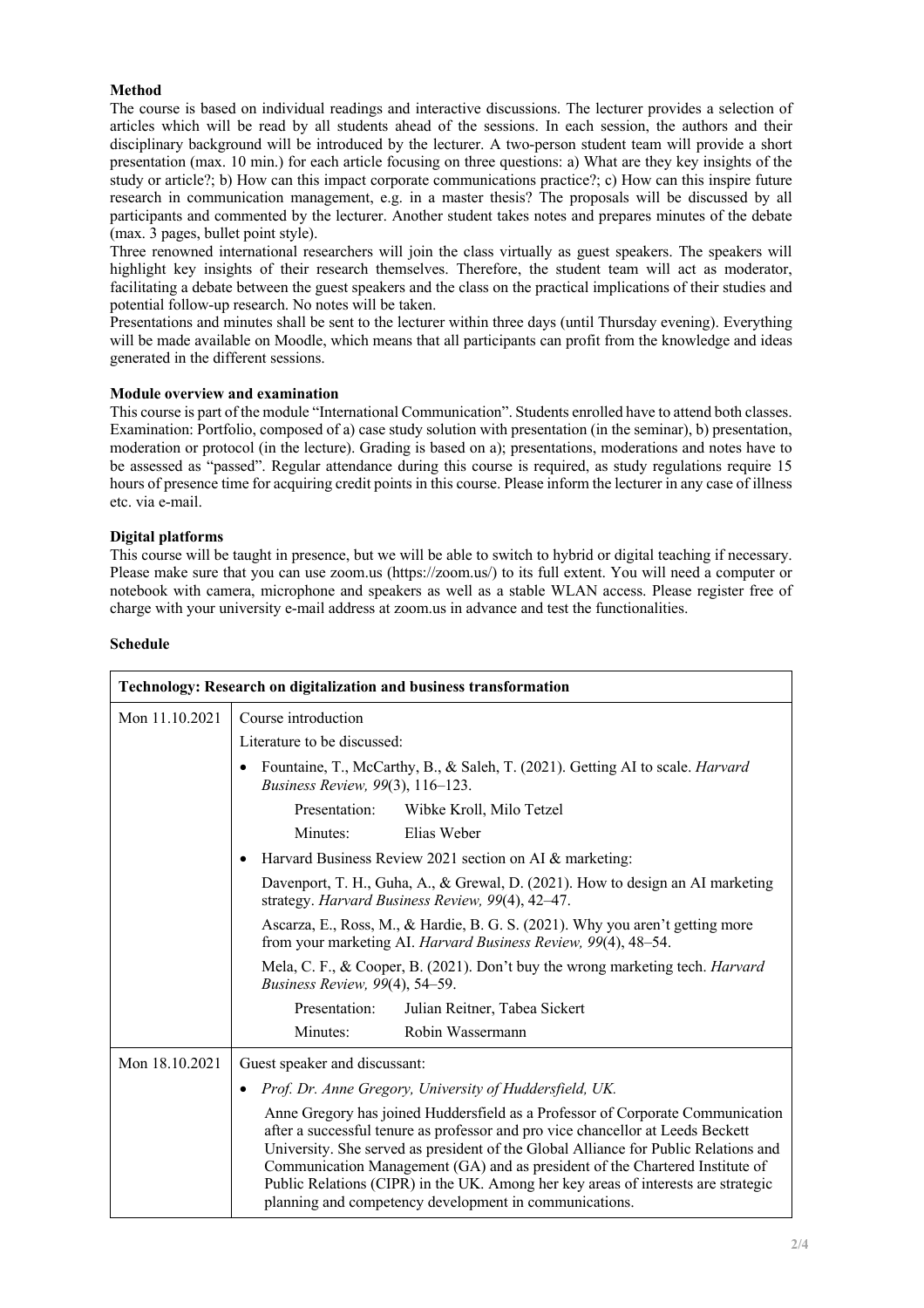**Method**

The course is based on individual readings and interactive discussions. The lecturer provides a selection of articles which will be read by all students ahead of the sessions. In each session, the authors and their disciplinary background will be introduced by the lecturer. A two-person student team will provide a short presentation (max. 10 min.) for each article focusing on three questions: a) What are they key insights of the study or article?; b) How can this impact corporate communications practice?; c) How can this inspire future research in communication management, e.g. in a master thesis? The proposals will be discussed by all participants and commented by the lecturer. Another student takes notes and prepares minutes of the debate (max. 3 pages, bullet point style).

Three renowned international researchers will join the class virtually as guest speakers. The speakers will highlight key insights of their research themselves. Therefore, the student team will act as moderator, facilitating a debate between the guest speakers and the class on the practical implications of their studies and potential follow-up research. No notes will be taken.

Presentations and minutes shall be sent to the lecturer within three days (until Thursday evening). Everything will be made available on Moodle, which means that all participants can profit from the knowledge and ideas generated in the different sessions.

**Module overview and examination**

This course is part of the module "International Communication". Students enrolled have to attend both classes. Examination: Portfolio, composed of a) case study solution with presentation (in the seminar), b) presentation, moderation or protocol (in the lecture). Grading is based on a); presentations, moderations and notes have to be assessed as "passed". Regular attendance during this course is required, as study regulations require 15 hours of presence time for acquiring credit points in this course. Please inform the lecturer in any case of illness etc. via e-mail.

**Digital platforms**

This course will be taught in presence, but we will be able to switch to hybrid or digital teaching if necessary. Please make sure that you can use zoom.us (https://zoom.us/) to its full extent. You will need a computer or notebook with camera, microphone and speakers as well as a stable WLAN access. Please register free of charge with your university e-mail address at zoom.us in advance and test the functionalities.

**Schedule**

| **Technology: Research on digitalization and business transformation** | |
|---|---|
| Mon 11.10.2021 | Course introduction<br>Literature to be discussed:<br>• Fountaine, T., McCarthy, B., & Saleh, T. (2021). Getting AI to scale. *Harvard Business Review, 99*(3), 116–123.<br>Presentation: Wibke Kroll, Milo Tetzel<br>Minutes: Elias Weber<br>• Harvard Business Review 2021 section on AI & marketing:<br>Davenport, T. H., Guha, A., & Grewal, D. (2021). How to design an AI marketing strategy. *Harvard Business Review, 99*(4), 42–47.<br>Ascarza, E., Ross, M., & Hardie, B. G. S. (2021). Why you aren't getting more from your marketing AI. *Harvard Business Review, 99*(4), 48–54.<br>Mela, C. F., & Cooper, B. (2021). Don't buy the wrong marketing tech. *Harvard Business Review, 99*(4), 54–59.<br>Presentation: Julian Reitner, Tabea Sickert<br>Minutes: Robin Wassermann |
| Mon 18.10.2021 | Guest speaker and discussant:<br>• *Prof. Dr. Anne Gregory, University of Huddersfield, UK.*<br>Anne Gregory has joined Huddersfield as a Professor of Corporate Communication after a successful tenure as professor and pro vice chancellor at Leeds Beckett University. She served as president of the Global Alliance for Public Relations and Communication Management (GA) and as president of the Chartered Institute of Public Relations (CIPR) in the UK. Among her key areas of interests are strategic planning and competency development in communications. |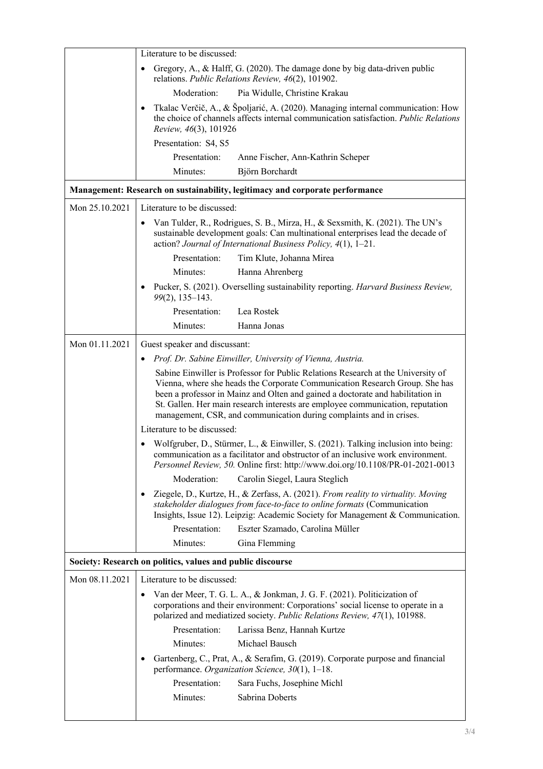| | |
|---|---|
| | Literature to be discussed:<br>• Gregory, A., & Halff, G. (2020). The damage done by big data-driven public relations. *Public Relations Review, 46*(2), 101902.<br>Moderation: Pia Widulle, Christine Krakau<br>• Tkalac Verčič, A., & Špoljarić, A. (2020). Managing internal communication: How the choice of channels affects internal communication satisfaction. *Public Relations Review, 46*(3), 101926<br>Presentation: S4, S5<br>Presentation: Anne Fischer, Ann-Kathrin Scheper<br>Minutes: Björn Borchardt |
| **Management: Research on sustainability, legitimacy and corporate performance** | |
| Mon 25.10.2021 | Literature to be discussed:<br>• Van Tulder, R., Rodrigues, S. B., Mirza, H., & Sexsmith, K. (2021). The UN's sustainable development goals: Can multinational enterprises lead the decade of action? *Journal of International Business Policy, 4*(1), 1–21.<br>Presentation: Tim Klute, Johanna Mirea<br>Minutes: Hanna Ahrenberg<br>• Pucker, S. (2021). Overselling sustainability reporting. *Harvard Business Review, 99*(2), 135–143.<br>Presentation: Lea Rostek<br>Minutes: Hanna Jonas |
| Mon 01.11.2021 | Guest speaker and discussant:<br>• *Prof. Dr. Sabine Einwiller, University of Vienna, Austria.*<br>Sabine Einwiller is Professor for Public Relations Research at the University of Vienna, where she heads the Corporate Communication Research Group. She has been a professor in Mainz and Olten and gained a doctorate and habilitation in St. Gallen. Her main research interests are employee communication, reputation management, CSR, and communication during complaints and in crises.<br>Literature to be discussed:<br>• Wolfgruber, D., Stürmer, L., & Einwiller, S. (2021). Talking inclusion into being: communication as a facilitator and obstructor of an inclusive work environment. *Personnel Review, 50.* Online first: http://www.doi.org/10.1108/PR-01-2021-0013<br>Moderation: Carolin Siegel, Laura Steglich<br>• Ziegele, D., Kurtze, H., & Zerfass, A. (2021). *From reality to virtuality. Moving stakeholder dialogues from face-to-face to online formats* (Communication Insights, Issue 12). Leipzig: Academic Society for Management & Communication.<br>Presentation: Eszter Szamado, Carolina Müller<br>Minutes: Gina Flemming |
| **Society: Research on politics, values and public discourse** | |
| Mon 08.11.2021 | Literature to be discussed:<br>• Van der Meer, T. G. L. A., & Jonkman, J. G. F. (2021). Politicization of corporations and their environment: Corporations' social license to operate in a polarized and mediatized society. *Public Relations Review, 47*(1), 101988.<br>Presentation: Larissa Benz, Hannah Kurtze<br>Minutes: Michael Bausch<br>• Gartenberg, C., Prat, A., & Serafim, G. (2019). Corporate purpose and financial performance. *Organization Science, 30*(1), 1–18.<br>Presentation: Sara Fuchs, Josephine Michl<br>Minutes: Sabrina Doberts |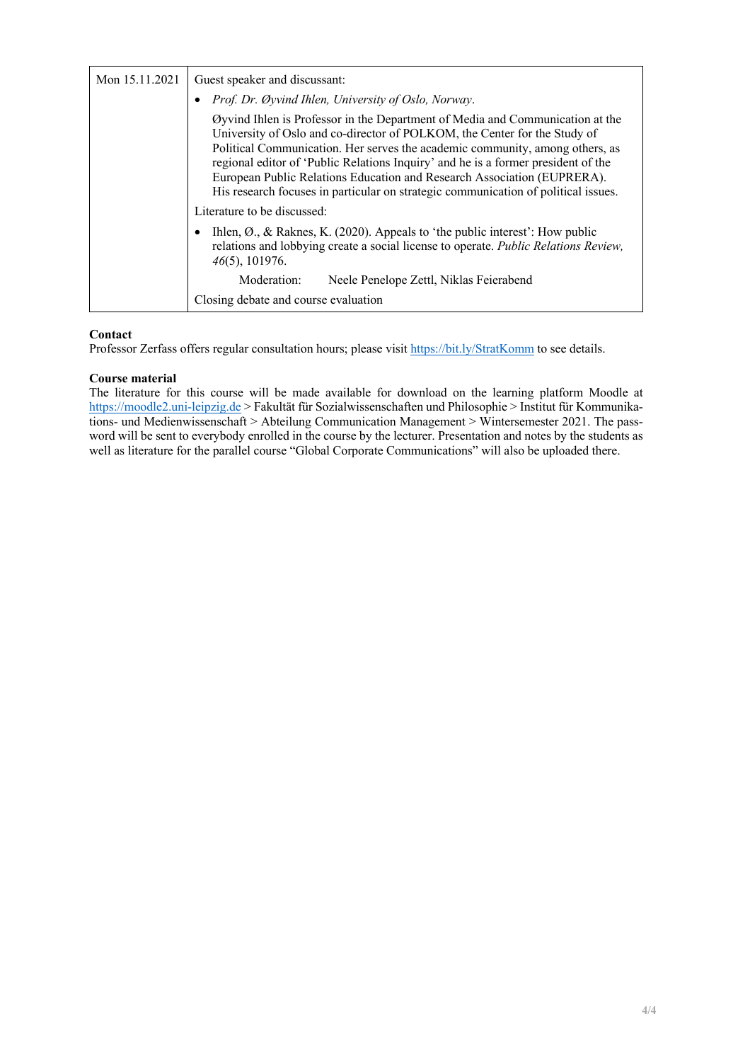| | |
|---|---|
| Mon 15.11.2021 | Guest speaker and discussant:<br>• *Prof. Dr. Øyvind Ihlen, University of Oslo, Norway*.<br>Øyvind Ihlen is Professor in the Department of Media and Communication at the University of Oslo and co-director of POLKOM, the Center for the Study of Political Communication. Her serves the academic community, among others, as regional editor of 'Public Relations Inquiry' and he is a former president of the European Public Relations Education and Research Association (EUPRERA). His research focuses in particular on strategic communication of political issues.<br>Literature to be discussed:<br>• Ihlen, Ø., & Raknes, K. (2020). Appeals to 'the public interest': How public relations and lobbying create a social license to operate. *Public Relations Review, 46*(5), 101976.<br>Moderation: Neele Penelope Zettl, Niklas Feierabend<br>Closing debate and course evaluation |

**Contact**

Professor Zerfass offers regular consultation hours; please visit https://bit.ly/StratKomm to see details.

**Course material**

The literature for this course will be made available for download on the learning platform Moodle at https://moodle2.uni-leipzig.de > Fakultät für Sozialwissenschaften und Philosophie > Institut für Kommunikations- und Medienwissenschaft > Abteilung Communication Management > Wintersemester 2021. The password will be sent to everybody enrolled in the course by the lecturer. Presentation and notes by the students as well as literature for the parallel course "Global Corporate Communications" will also be uploaded there.